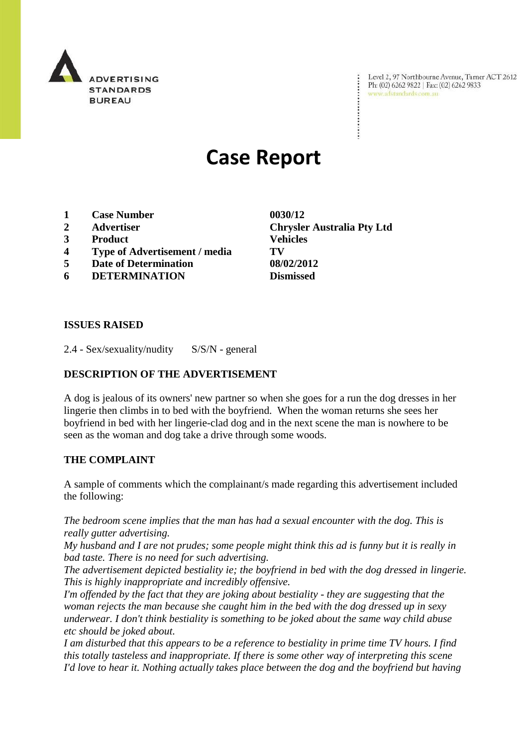ADVERTISING STANDARDS BUREAU

Level 2, 97 Northbourne Avenue, Turner ACT 2612
Ph: (02) 6262 9822 | Fax: (02) 6262 9833
www.adstandards.com.au

# Case Report

| | | |
|---|---|---|
| 1 | **Case Number** | **0030/12** |
| 2 | **Advertiser** | **Chrysler Australia Pty Ltd** |
| 3 | **Product** | **Vehicles** |
| 4 | **Type of Advertisement / media** | **TV** |
| 5 | **Date of Determination** | **08/02/2012** |
| 6 | **DETERMINATION** | **Dismissed** |

## ISSUES RAISED

2.4 - Sex/sexuality/nudity S/S/N - general

## DESCRIPTION OF THE ADVERTISEMENT

A dog is jealous of its owners' new partner so when she goes for a run the dog dresses in her lingerie then climbs in to bed with the boyfriend. When the woman returns she sees her boyfriend in bed with her lingerie-clad dog and in the next scene the man is nowhere to be seen as the woman and dog take a drive through some woods.

## THE COMPLAINT

A sample of comments which the complainant/s made regarding this advertisement included the following:

*The bedroom scene implies that the man has had a sexual encounter with the dog. This is really gutter advertising.*
*My husband and I are not prudes; some people might think this ad is funny but it is really in bad taste. There is no need for such advertising.*
*The advertisement depicted bestiality ie; the boyfriend in bed with the dog dressed in lingerie. This is highly inappropriate and incredibly offensive.*
*I'm offended by the fact that they are joking about bestiality - they are suggesting that the woman rejects the man because she caught him in the bed with the dog dressed up in sexy underwear. I don't think bestiality is something to be joked about the same way child abuse etc should be joked about.*
*I am disturbed that this appears to be a reference to bestiality in prime time TV hours. I find this totally tasteless and inappropriate. If there is some other way of interpreting this scene I'd love to hear it. Nothing actually takes place between the dog and the boyfriend but having*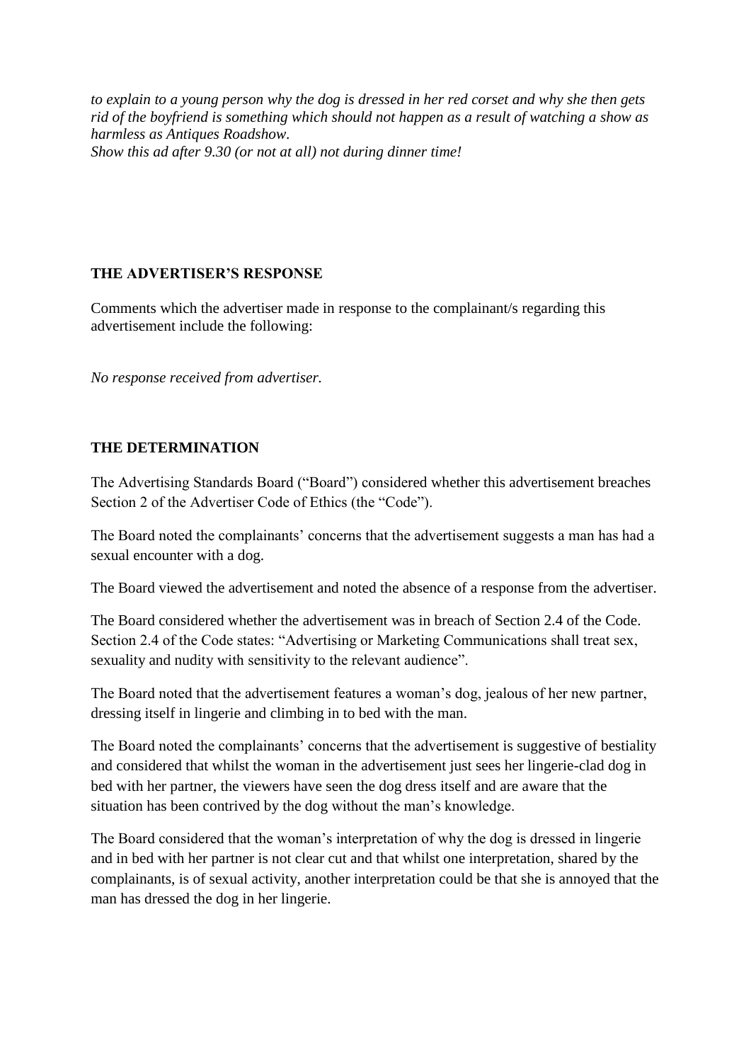*to explain to a young person why the dog is dressed in her red corset and why she then gets rid of the boyfriend is something which should not happen as a result of watching a show as harmless as Antiques Roadshow.*
*Show this ad after 9.30 (or not at all) not during dinner time!*

## THE ADVERTISER'S RESPONSE

Comments which the advertiser made in response to the complainant/s regarding this advertisement include the following:

*No response received from advertiser.*

## THE DETERMINATION

The Advertising Standards Board ("Board") considered whether this advertisement breaches Section 2 of the Advertiser Code of Ethics (the "Code").

The Board noted the complainants' concerns that the advertisement suggests a man has had a sexual encounter with a dog.

The Board viewed the advertisement and noted the absence of a response from the advertiser.

The Board considered whether the advertisement was in breach of Section 2.4 of the Code. Section 2.4 of the Code states: "Advertising or Marketing Communications shall treat sex, sexuality and nudity with sensitivity to the relevant audience".

The Board noted that the advertisement features a woman's dog, jealous of her new partner, dressing itself in lingerie and climbing in to bed with the man.

The Board noted the complainants' concerns that the advertisement is suggestive of bestiality and considered that whilst the woman in the advertisement just sees her lingerie-clad dog in bed with her partner, the viewers have seen the dog dress itself and are aware that the situation has been contrived by the dog without the man's knowledge.

The Board considered that the woman's interpretation of why the dog is dressed in lingerie and in bed with her partner is not clear cut and that whilst one interpretation, shared by the complainants, is of sexual activity, another interpretation could be that she is annoyed that the man has dressed the dog in her lingerie.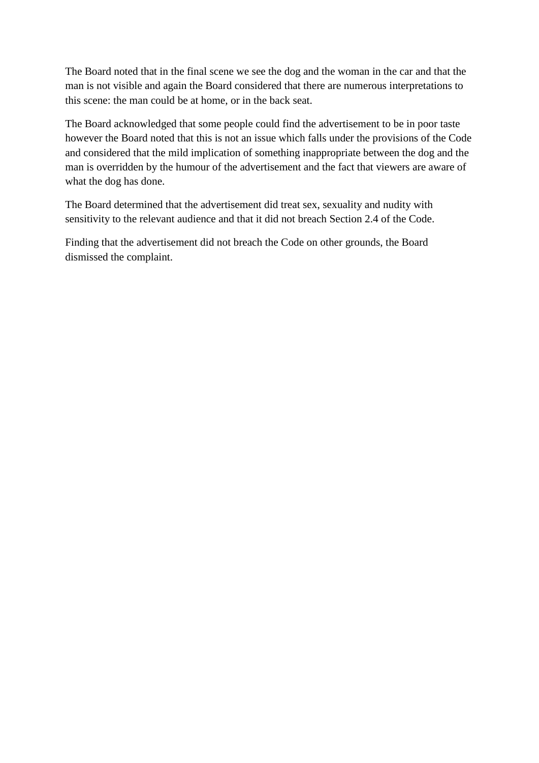The Board noted that in the final scene we see the dog and the woman in the car and that the man is not visible and again the Board considered that there are numerous interpretations to this scene: the man could be at home, or in the back seat.

The Board acknowledged that some people could find the advertisement to be in poor taste however the Board noted that this is not an issue which falls under the provisions of the Code and considered that the mild implication of something inappropriate between the dog and the man is overridden by the humour of the advertisement and the fact that viewers are aware of what the dog has done.

The Board determined that the advertisement did treat sex, sexuality and nudity with sensitivity to the relevant audience and that it did not breach Section 2.4 of the Code.

Finding that the advertisement did not breach the Code on other grounds, the Board dismissed the complaint.